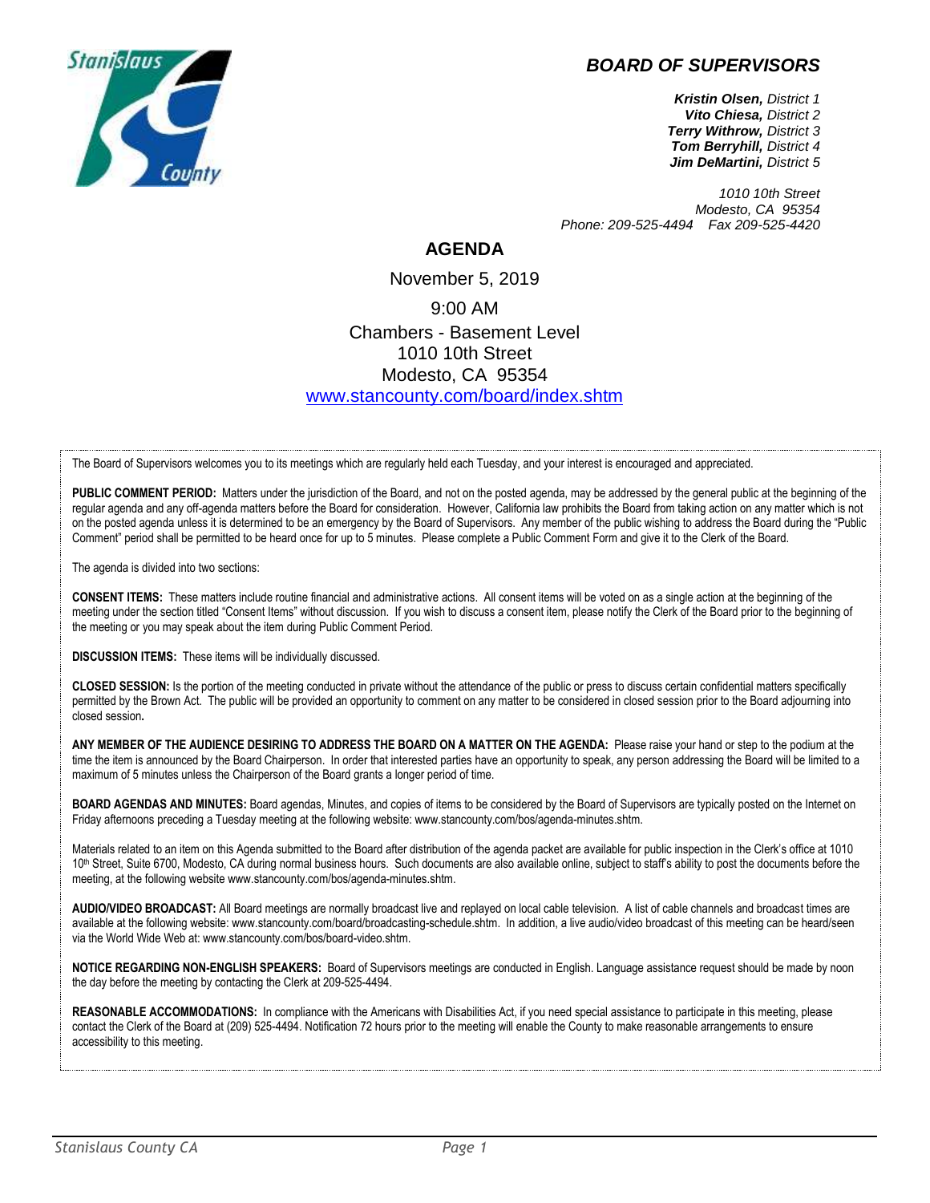# BOARD OF SUPERVISORS

***Kristin Olsen,*** *District 1*
***Vito Chiesa,*** *District 2*
***Terry Withrow,*** *District 3*
***Tom Berryhill,*** *District 4*
***Jim DeMartini,*** *District 5*

*1010 10th Street*
*Modesto, CA 95354*
*Phone: 209-525-4494 Fax 209-525-4420*

## AGENDA

November 5, 2019

9:00 AM

Chambers - Basement Level
1010 10th Street
Modesto, CA 95354
[www.stancounty.com/board/index.shtm](www.stancounty.com/board/index.shtm)

The Board of Supervisors welcomes you to its meetings which are regularly held each Tuesday, and your interest is encouraged and appreciated.

**PUBLIC COMMENT PERIOD:** Matters under the jurisdiction of the Board, and not on the posted agenda, may be addressed by the general public at the beginning of the regular agenda and any off-agenda matters before the Board for consideration. However, California law prohibits the Board from taking action on any matter which is not on the posted agenda unless it is determined to be an emergency by the Board of Supervisors. Any member of the public wishing to address the Board during the "Public Comment" period shall be permitted to be heard once for up to 5 minutes. Please complete a Public Comment Form and give it to the Clerk of the Board.

The agenda is divided into two sections:

**CONSENT ITEMS:** These matters include routine financial and administrative actions. All consent items will be voted on as a single action at the beginning of the meeting under the section titled "Consent Items" without discussion. If you wish to discuss a consent item, please notify the Clerk of the Board prior to the beginning of the meeting or you may speak about the item during Public Comment Period.

**DISCUSSION ITEMS:** These items will be individually discussed.

**CLOSED SESSION:** Is the portion of the meeting conducted in private without the attendance of the public or press to discuss certain confidential matters specifically permitted by the Brown Act. The public will be provided an opportunity to comment on any matter to be considered in closed session prior to the Board adjourning into closed session**.**

**ANY MEMBER OF THE AUDIENCE DESIRING TO ADDRESS THE BOARD ON A MATTER ON THE AGENDA:** Please raise your hand or step to the podium at the time the item is announced by the Board Chairperson. In order that interested parties have an opportunity to speak, any person addressing the Board will be limited to a maximum of 5 minutes unless the Chairperson of the Board grants a longer period of time.

**BOARD AGENDAS AND MINUTES:** Board agendas, Minutes, and copies of items to be considered by the Board of Supervisors are typically posted on the Internet on Friday afternoons preceding a Tuesday meeting at the following website: www.stancounty.com/bos/agenda-minutes.shtm.

Materials related to an item on this Agenda submitted to the Board after distribution of the agenda packet are available for public inspection in the Clerk's office at 1010 10th Street, Suite 6700, Modesto, CA during normal business hours. Such documents are also available online, subject to staff's ability to post the documents before the meeting, at the following website www.stancounty.com/bos/agenda-minutes.shtm.

**AUDIO/VIDEO BROADCAST:** All Board meetings are normally broadcast live and replayed on local cable television. A list of cable channels and broadcast times are available at the following website: www.stancounty.com/board/broadcasting-schedule.shtm. In addition, a live audio/video broadcast of this meeting can be heard/seen via the World Wide Web at: www.stancounty.com/bos/board-video.shtm.

**NOTICE REGARDING NON-ENGLISH SPEAKERS:** Board of Supervisors meetings are conducted in English. Language assistance request should be made by noon the day before the meeting by contacting the Clerk at 209-525-4494.

**REASONABLE ACCOMMODATIONS:** In compliance with the Americans with Disabilities Act, if you need special assistance to participate in this meeting, please contact the Clerk of the Board at (209) 525-4494. Notification 72 hours prior to the meeting will enable the County to make reasonable arrangements to ensure accessibility to this meeting.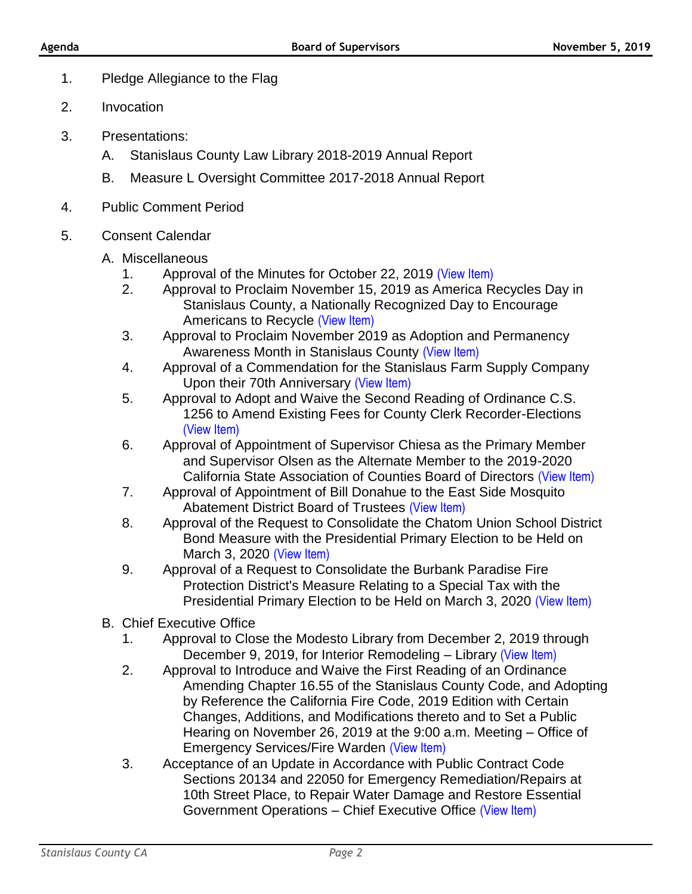1. Pledge Allegiance to the Flag

2. Invocation

3. Presentations:

   A. Stanislaus County Law Library 2018-2019 Annual Report

   B. Measure L Oversight Committee 2017-2018 Annual Report

4. Public Comment Period

5. Consent Calendar

   A. Miscellaneous

      1. Approval of the Minutes for October 22, 2019 (View Item)
      2. Approval to Proclaim November 15, 2019 as America Recycles Day in Stanislaus County, a Nationally Recognized Day to Encourage Americans to Recycle (View Item)
      3. Approval to Proclaim November 2019 as Adoption and Permanency Awareness Month in Stanislaus County (View Item)
      4. Approval of a Commendation for the Stanislaus Farm Supply Company Upon their 70th Anniversary (View Item)
      5. Approval to Adopt and Waive the Second Reading of Ordinance C.S. 1256 to Amend Existing Fees for County Clerk Recorder-Elections (View Item)
      6. Approval of Appointment of Supervisor Chiesa as the Primary Member and Supervisor Olsen as the Alternate Member to the 2019-2020 California State Association of Counties Board of Directors (View Item)
      7. Approval of Appointment of Bill Donahue to the East Side Mosquito Abatement District Board of Trustees (View Item)
      8. Approval of the Request to Consolidate the Chatom Union School District Bond Measure with the Presidential Primary Election to be Held on March 3, 2020 (View Item)
      9. Approval of a Request to Consolidate the Burbank Paradise Fire Protection District's Measure Relating to a Special Tax with the Presidential Primary Election to be Held on March 3, 2020 (View Item)

   B. Chief Executive Office

      1. Approval to Close the Modesto Library from December 2, 2019 through December 9, 2019, for Interior Remodeling – Library (View Item)
      2. Approval to Introduce and Waive the First Reading of an Ordinance Amending Chapter 16.55 of the Stanislaus County Code, and Adopting by Reference the California Fire Code, 2019 Edition with Certain Changes, Additions, and Modifications thereto and to Set a Public Hearing on November 26, 2019 at the 9:00 a.m. Meeting – Office of Emergency Services/Fire Warden (View Item)
      3. Acceptance of an Update in Accordance with Public Contract Code Sections 20134 and 22050 for Emergency Remediation/Repairs at 10th Street Place, to Repair Water Damage and Restore Essential Government Operations – Chief Executive Office (View Item)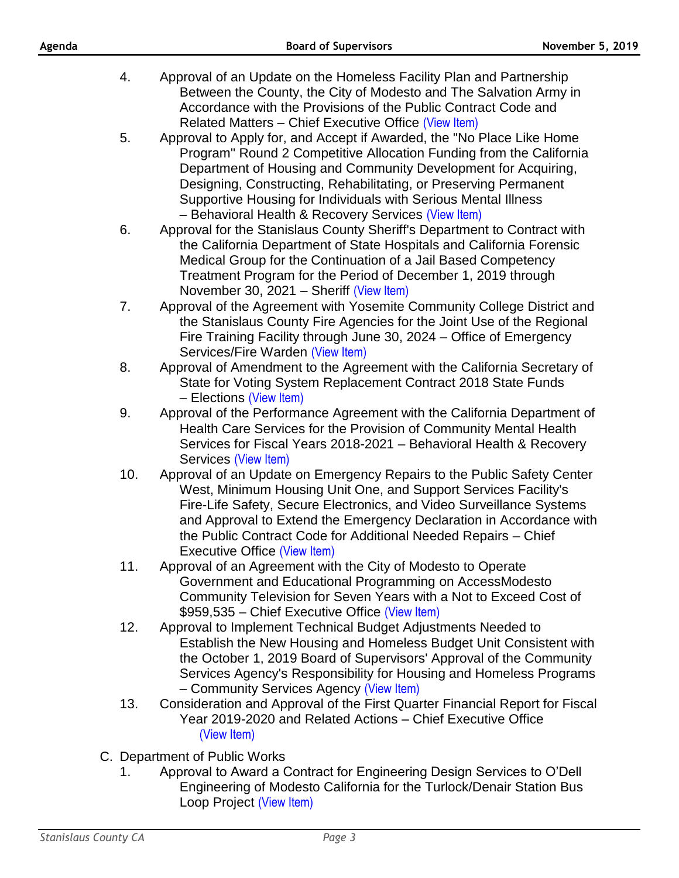4. Approval of an Update on the Homeless Facility Plan and Partnership Between the County, the City of Modesto and The Salvation Army in Accordance with the Provisions of the Public Contract Code and Related Matters – Chief Executive Office (View Item)
5. Approval to Apply for, and Accept if Awarded, the "No Place Like Home Program" Round 2 Competitive Allocation Funding from the California Department of Housing and Community Development for Acquiring, Designing, Constructing, Rehabilitating, or Preserving Permanent Supportive Housing for Individuals with Serious Mental Illness – Behavioral Health & Recovery Services (View Item)
6. Approval for the Stanislaus County Sheriff's Department to Contract with the California Department of State Hospitals and California Forensic Medical Group for the Continuation of a Jail Based Competency Treatment Program for the Period of December 1, 2019 through November 30, 2021 – Sheriff (View Item)
7. Approval of the Agreement with Yosemite Community College District and the Stanislaus County Fire Agencies for the Joint Use of the Regional Fire Training Facility through June 30, 2024 – Office of Emergency Services/Fire Warden (View Item)
8. Approval of Amendment to the Agreement with the California Secretary of State for Voting System Replacement Contract 2018 State Funds – Elections (View Item)
9. Approval of the Performance Agreement with the California Department of Health Care Services for the Provision of Community Mental Health Services for Fiscal Years 2018-2021 – Behavioral Health & Recovery Services (View Item)
10. Approval of an Update on Emergency Repairs to the Public Safety Center West, Minimum Housing Unit One, and Support Services Facility's Fire-Life Safety, Secure Electronics, and Video Surveillance Systems and Approval to Extend the Emergency Declaration in Accordance with the Public Contract Code for Additional Needed Repairs – Chief Executive Office (View Item)
11. Approval of an Agreement with the City of Modesto to Operate Government and Educational Programming on AccessModesto Community Television for Seven Years with a Not to Exceed Cost of $959,535 – Chief Executive Office (View Item)
12. Approval to Implement Technical Budget Adjustments Needed to Establish the New Housing and Homeless Budget Unit Consistent with the October 1, 2019 Board of Supervisors' Approval of the Community Services Agency's Responsibility for Housing and Homeless Programs – Community Services Agency (View Item)
13. Consideration and Approval of the First Quarter Financial Report for Fiscal Year 2019-2020 and Related Actions – Chief Executive Office (View Item)

C. Department of Public Works

1. Approval to Award a Contract for Engineering Design Services to O'Dell Engineering of Modesto California for the Turlock/Denair Station Bus Loop Project (View Item)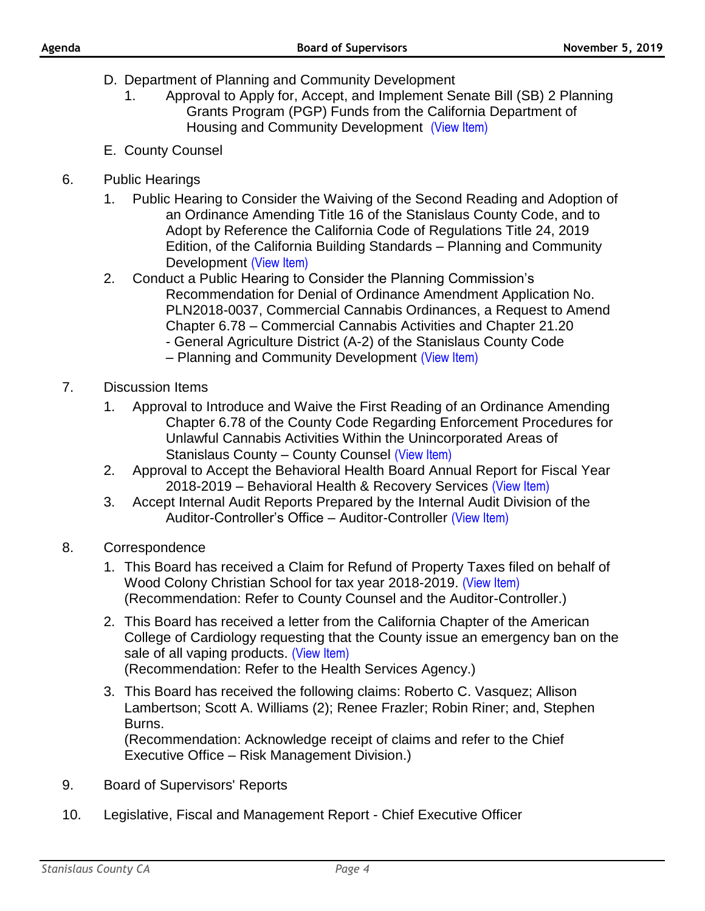D. Department of Planning and Community Development
   1. Approval to Apply for, Accept, and Implement Senate Bill (SB) 2 Planning Grants Program (PGP) Funds from the California Department of Housing and Community Development (View Item)

E. County Counsel

6. Public Hearings
   1. Public Hearing to Consider the Waiving of the Second Reading and Adoption of an Ordinance Amending Title 16 of the Stanislaus County Code, and to Adopt by Reference the California Code of Regulations Title 24, 2019 Edition, of the California Building Standards – Planning and Community Development (View Item)
   2. Conduct a Public Hearing to Consider the Planning Commission's Recommendation for Denial of Ordinance Amendment Application No. PLN2018-0037, Commercial Cannabis Ordinances, a Request to Amend Chapter 6.78 – Commercial Cannabis Activities and Chapter 21.20 - General Agriculture District (A-2) of the Stanislaus County Code – Planning and Community Development (View Item)

7. Discussion Items
   1. Approval to Introduce and Waive the First Reading of an Ordinance Amending Chapter 6.78 of the County Code Regarding Enforcement Procedures for Unlawful Cannabis Activities Within the Unincorporated Areas of Stanislaus County – County Counsel (View Item)
   2. Approval to Accept the Behavioral Health Board Annual Report for Fiscal Year 2018-2019 – Behavioral Health & Recovery Services (View Item)
   3. Accept Internal Audit Reports Prepared by the Internal Audit Division of the Auditor-Controller's Office – Auditor-Controller (View Item)

8. Correspondence
   1. This Board has received a Claim for Refund of Property Taxes filed on behalf of Wood Colony Christian School for tax year 2018-2019. (View Item)
      (Recommendation: Refer to County Counsel and the Auditor-Controller.)
   2. This Board has received a letter from the California Chapter of the American College of Cardiology requesting that the County issue an emergency ban on the sale of all vaping products. (View Item)
      (Recommendation: Refer to the Health Services Agency.)
   3. This Board has received the following claims: Roberto C. Vasquez; Allison Lambertson; Scott A. Williams (2); Renee Frazler; Robin Riner; and, Stephen Burns.
      (Recommendation: Acknowledge receipt of claims and refer to the Chief Executive Office – Risk Management Division.)

9. Board of Supervisors' Reports

10. Legislative, Fiscal and Management Report - Chief Executive Officer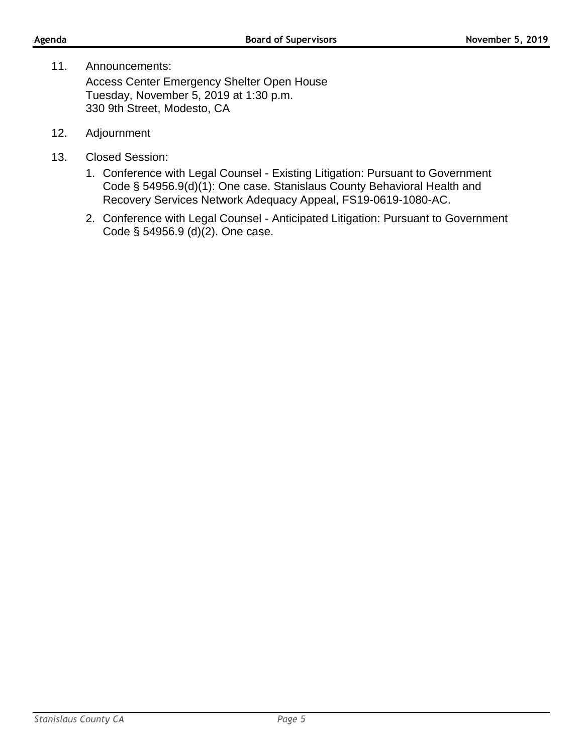11. Announcements:

    Access Center Emergency Shelter Open House
    Tuesday, November 5, 2019 at 1:30 p.m.
    330 9th Street, Modesto, CA

12. Adjournment

13. Closed Session:

    1. Conference with Legal Counsel - Existing Litigation: Pursuant to Government Code § 54956.9(d)(1): One case. Stanislaus County Behavioral Health and Recovery Services Network Adequacy Appeal, FS19-0619-1080-AC.

    2. Conference with Legal Counsel - Anticipated Litigation: Pursuant to Government Code § 54956.9 (d)(2). One case.